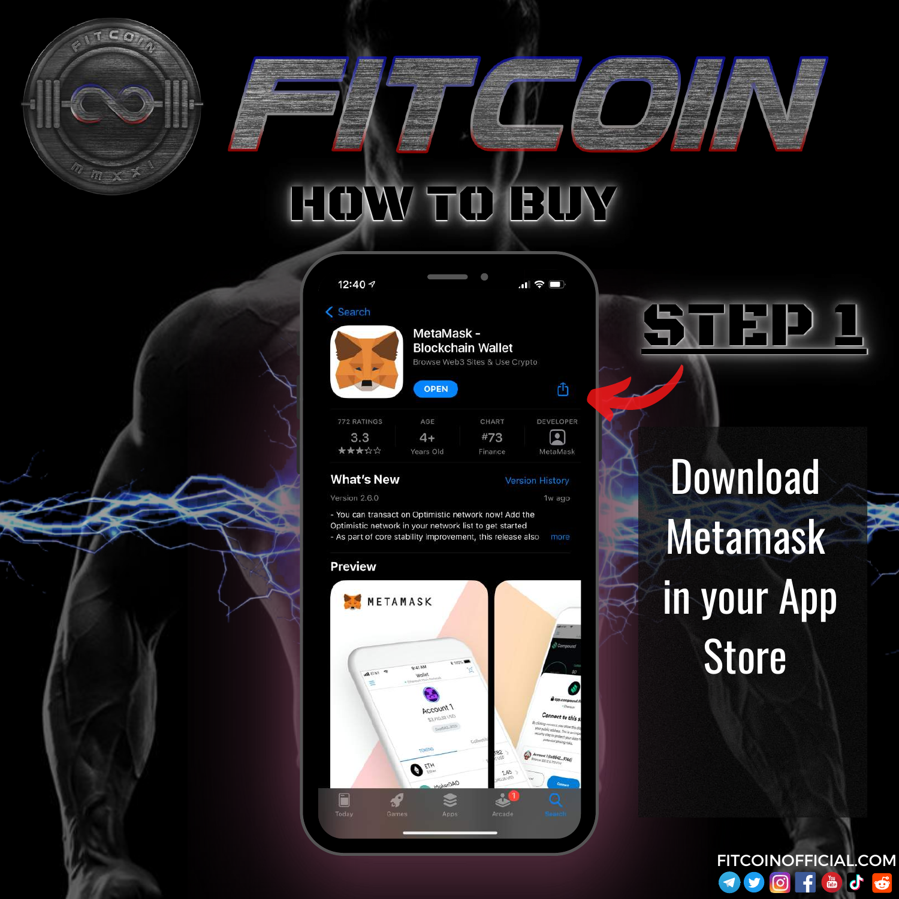# FITCOIN

## HOW TO BUY

## STEP 1

Download Metamask in your App Store

FITCOINOFFICIAL.COM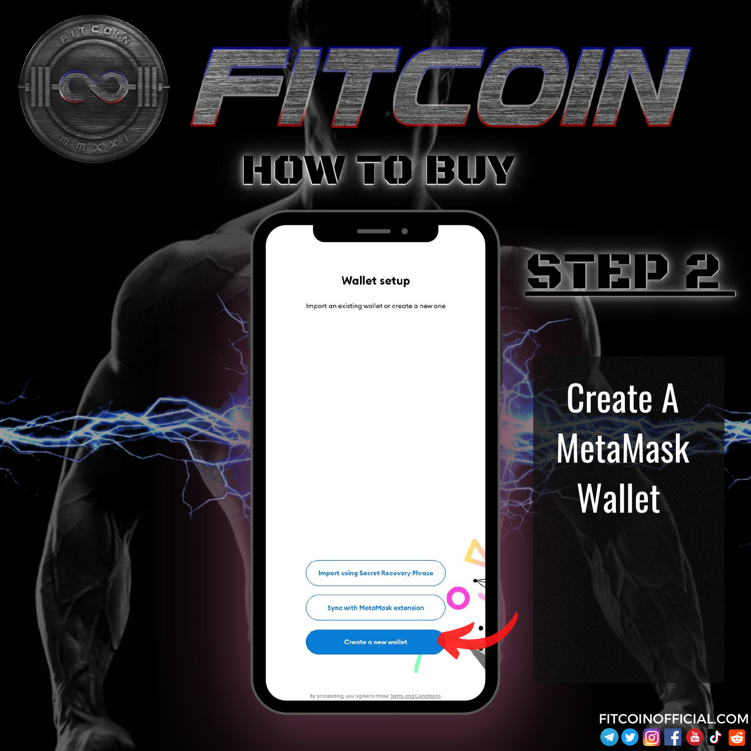# FITCOIN

## HOW TO BUY

## STEP 2

Wallet setup

Import an existing wallet or create a new one

Import using Secret Recovery Phrase

Sync with MetaMask extension

Create a new wallet

By proceeding, you agree to these Terms and Conditions.

Create A MetaMask Wallet

FITCOINOFFICIAL.COM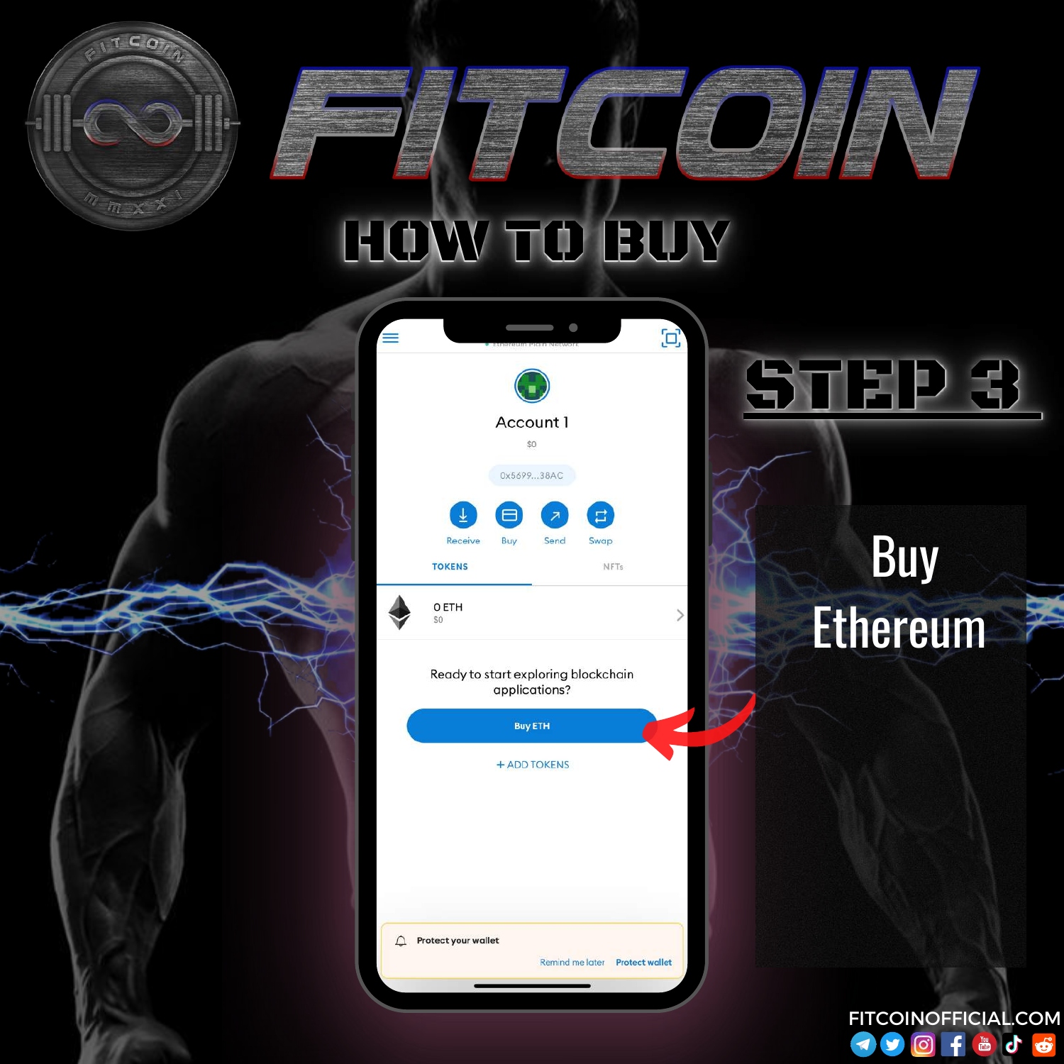# FITCOIN

## HOW TO BUY

## STEP 3

Buy Ethereum

Account 1

$0

0x5699...38AC

Receive | Buy | Send | Swap

TOKENS | NFTs

0 ETH
$0

Ready to start exploring blockchain applications?

Buy ETH

+ ADD TOKENS

Protect your wallet

Remind me later | Protect wallet

FITCOINOFFICIAL.COM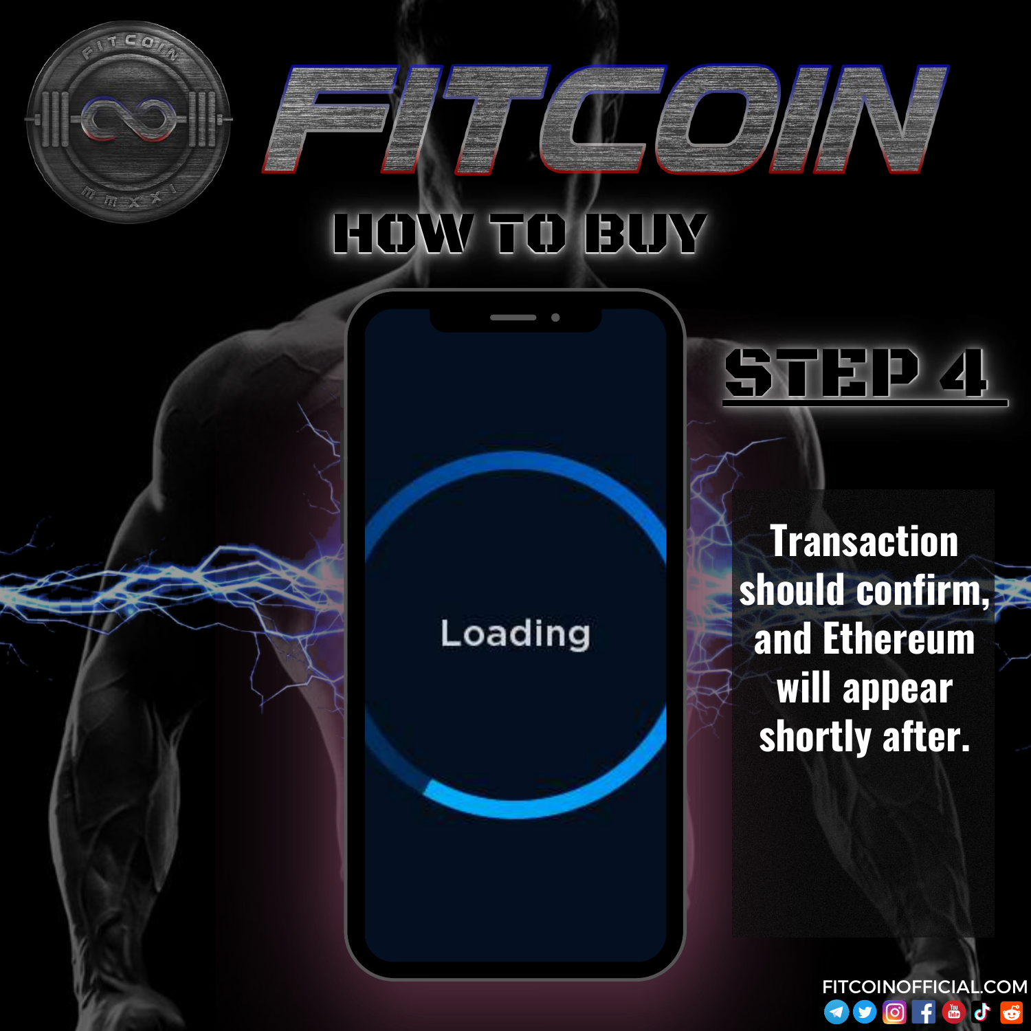# FITCOIN

## HOW TO BUY

### STEP 4

Loading

Transaction should confirm, and Ethereum will appear shortly after.

FITCOINOFFICIAL.COM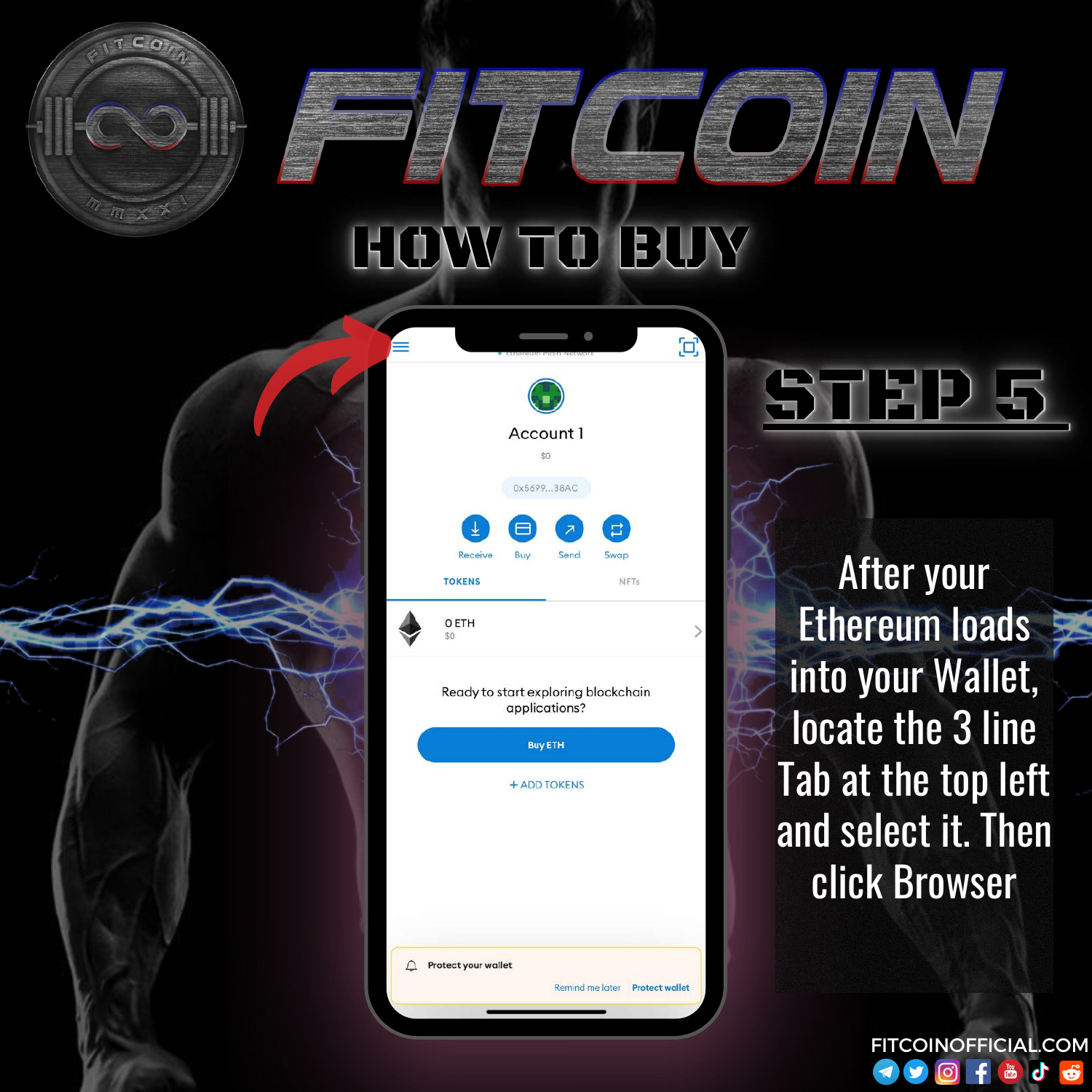# FITCOIN

## HOW TO BUY

## STEP 5

After your Ethereum loads into your Wallet, locate the 3 line Tab at the top left and select it. Then click Browser

Account 1

$0

0x5699...38AC

Receive Buy Send Swap

TOKENS NFTs

0 ETH
$0

Ready to start exploring blockchain applications?

Buy ETH

+ ADD TOKENS

Protect your wallet

Remind me later Protect wallet

FITCOINOFFICIAL.COM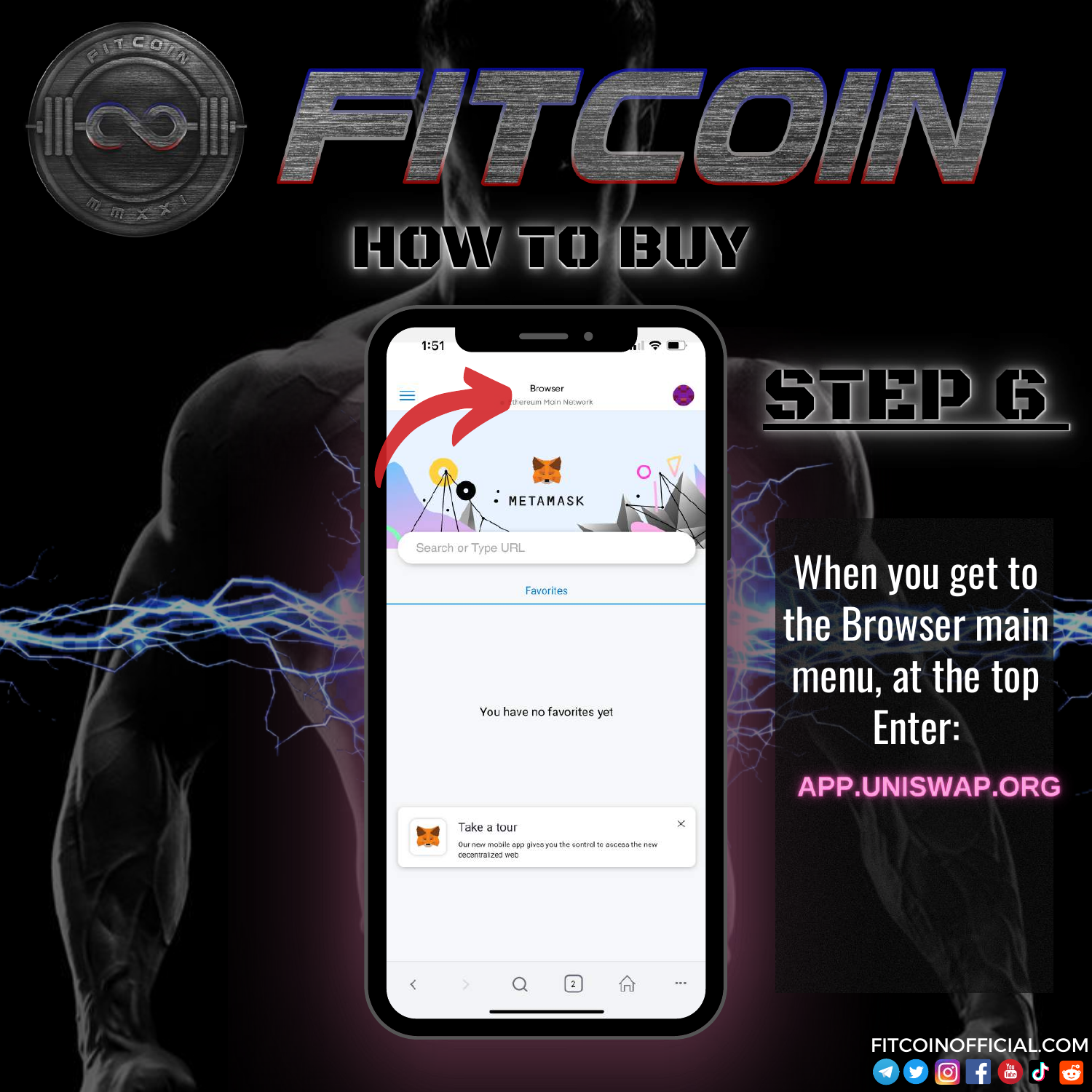# FITCOIN

## HOW TO BUY

## STEP 6

When you get to the Browser main menu, at the top Enter:

**APP.UNISWAP.ORG**

1:51

Browser

Ethereum Main Network

METAMASK

Search or Type URL

Favorites

You have no favorites yet

Take a tour

Our new mobile app gives you the control to access the new decentralized web

FITCOINOFFICIAL.COM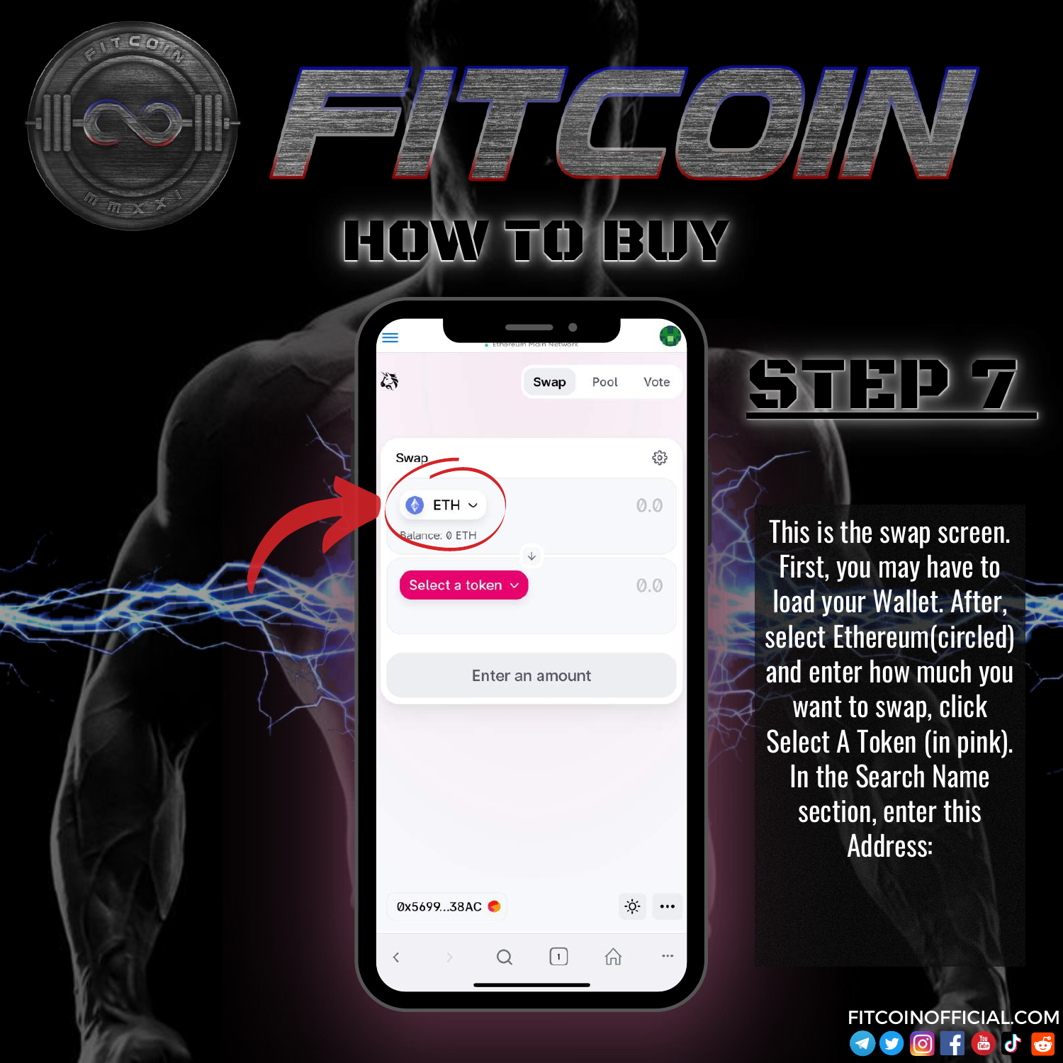# FITCOIN

## HOW TO BUY

## STEP 7

Swap | Pool | Vote

Swap

ETH — Balance: 0 ETH — 0.0

Select a token — 0.0

Enter an amount

0x5699...38AC

This is the swap screen. First, you may have to load your Wallet. After, select Ethereum(circled) and enter how much you want to swap, click Select A Token (in pink). In the Search Name section, enter this Address:

FITCOINOFFICIAL.COM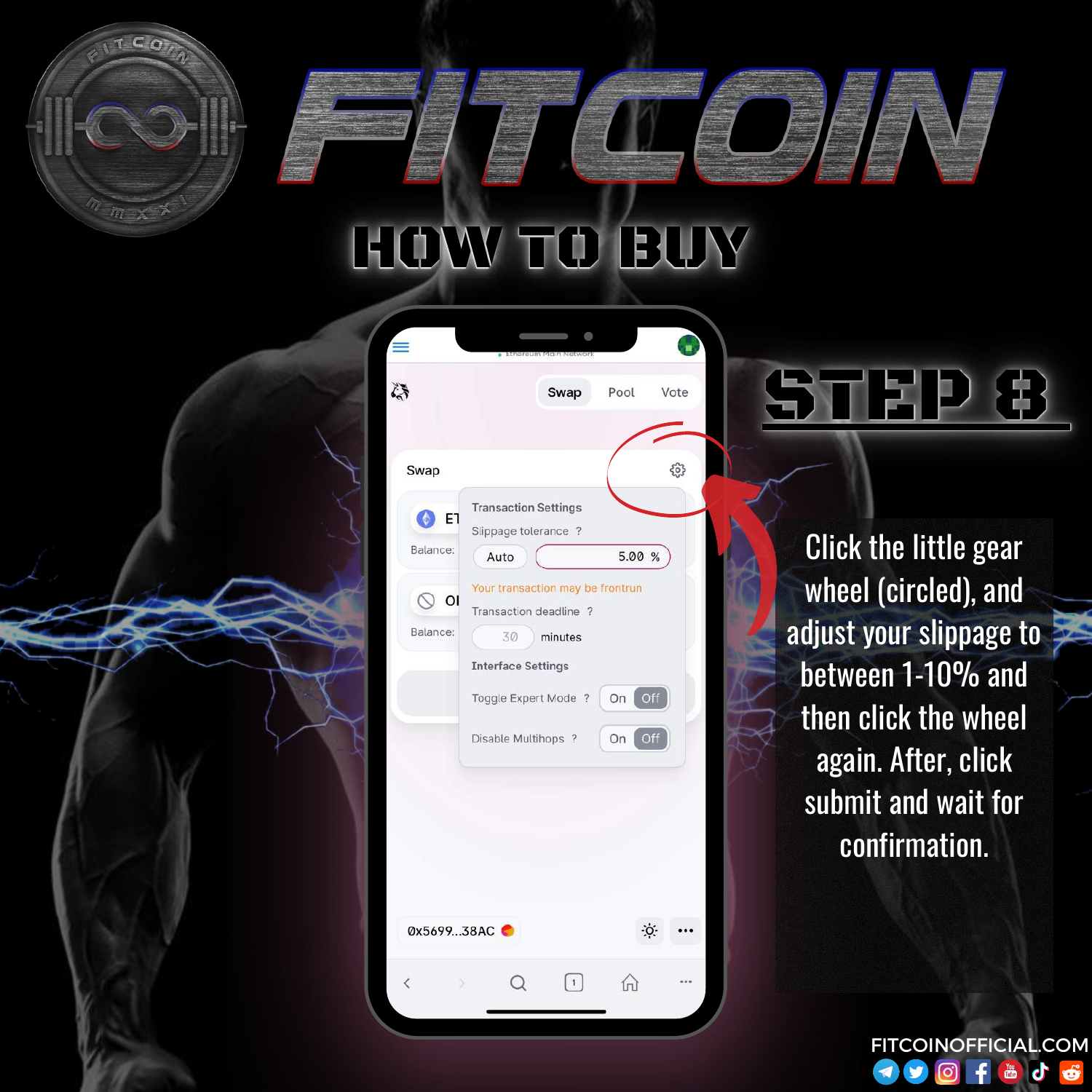# FITCOIN

## HOW TO BUY

## STEP 8

Click the little gear wheel (circled), and adjust your slippage to between 1-10% and then click the wheel again. After, click submit and wait for confirmation.

FITCOINOFFICIAL.COM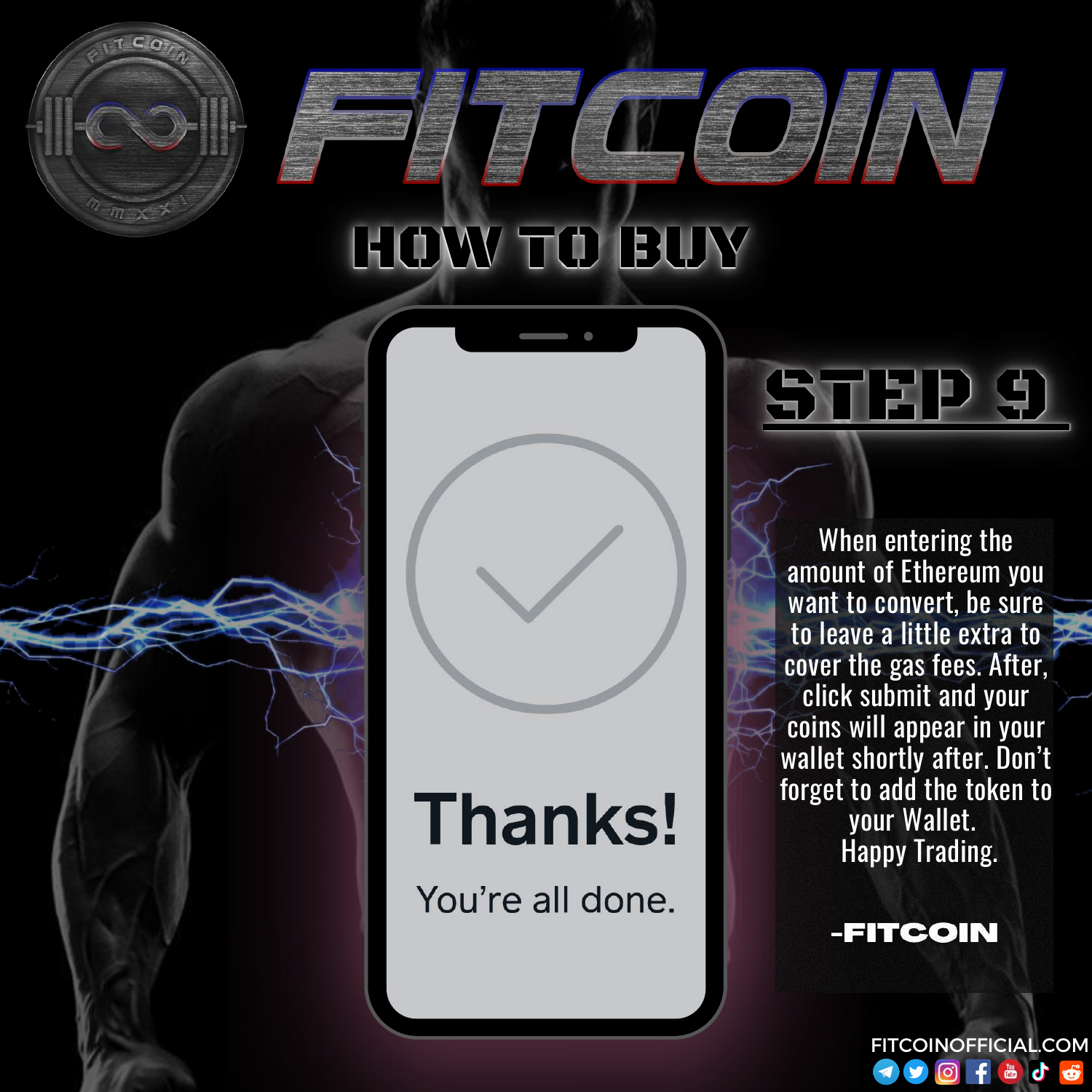# FITCOIN

## HOW TO BUY

## STEP 9

Thanks!

You're all done.

When entering the amount of Ethereum you want to convert, be sure to leave a little extra to cover the gas fees. After, click submit and your coins will appear in your wallet shortly after. Don't forget to add the token to your Wallet.
Happy Trading.

-FITCOIN

FITCOINOFFICIAL.COM